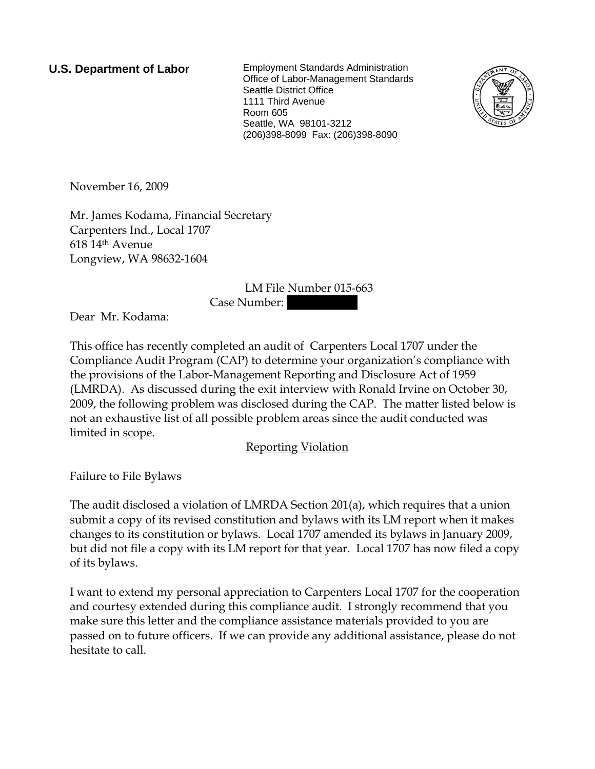**U.S. Department of Labor**

Employment Standards Administration
Office of Labor-Management Standards
Seattle District Office
1111 Third Avenue
Room 605
Seattle, WA 98101-3212
(206)398-8099 Fax: (206)398-8090

November 16, 2009

Mr. James Kodama, Financial Secretary
Carpenters Ind., Local 1707
618 14th Avenue
Longview, WA 98632-1604

LM File Number 015-663
Case Number: 

Dear Mr. Kodama:

This office has recently completed an audit of Carpenters Local 1707 under the Compliance Audit Program (CAP) to determine your organization's compliance with the provisions of the Labor-Management Reporting and Disclosure Act of 1959 (LMRDA). As discussed during the exit interview with Ronald Irvine on October 30, 2009, the following problem was disclosed during the CAP. The matter listed below is not an exhaustive list of all possible problem areas since the audit conducted was limited in scope.

Reporting Violation

Failure to File Bylaws

The audit disclosed a violation of LMRDA Section 201(a), which requires that a union submit a copy of its revised constitution and bylaws with its LM report when it makes changes to its constitution or bylaws. Local 1707 amended its bylaws in January 2009, but did not file a copy with its LM report for that year. Local 1707 has now filed a copy of its bylaws.

I want to extend my personal appreciation to Carpenters Local 1707 for the cooperation and courtesy extended during this compliance audit. I strongly recommend that you make sure this letter and the compliance assistance materials provided to you are passed on to future officers. If we can provide any additional assistance, please do not hesitate to call.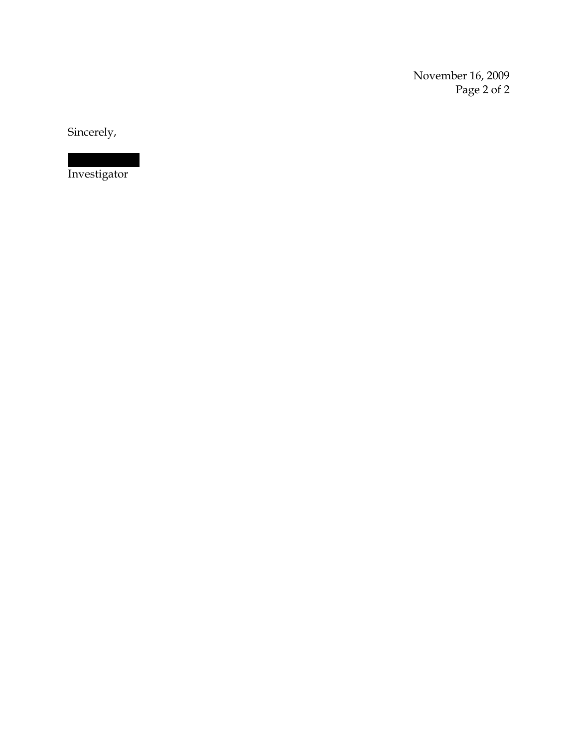Sincerely,

Investigator